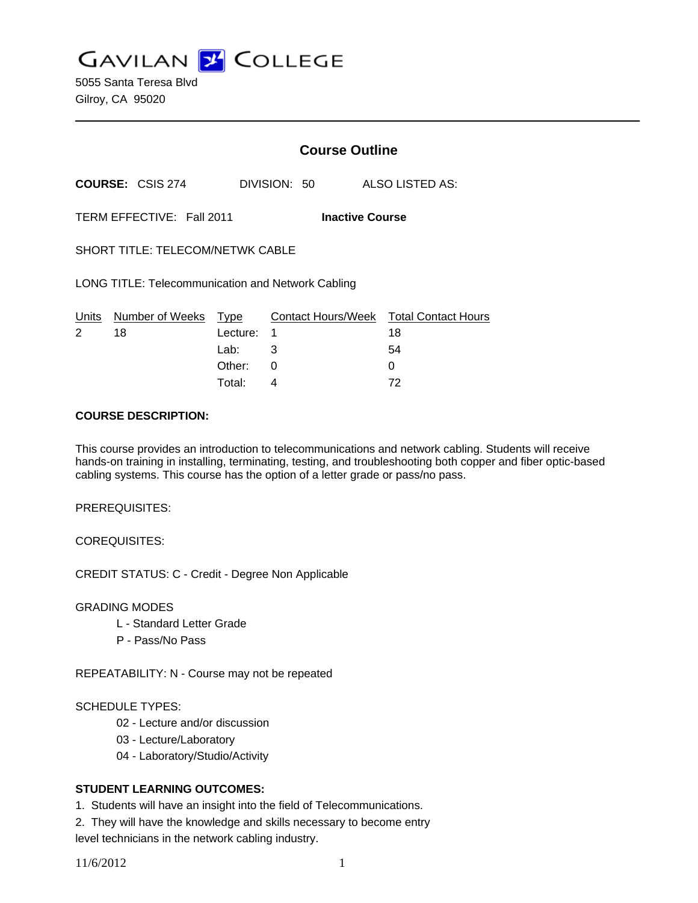# GAVILAN COLLEGE

5055 Santa Teresa Blvd
Gilroy, CA 95020

---

## Course Outline

**COURSE:** CSIS 274 DIVISION: 50 ALSO LISTED AS:

TERM EFFECTIVE: Fall 2011 **Inactive Course**

SHORT TITLE: TELECOM/NETWK CABLE

LONG TITLE: Telecommunication and Network Cabling

| Units | Number of Weeks | Type | Contact Hours/Week | Total Contact Hours |
|---|---|---|---|---|
| 2 | 18 | Lecture: | 1 | 18 |
| | | Lab: | 3 | 54 |
| | | Other: | 0 | 0 |
| | | Total: | 4 | 72 |

**COURSE DESCRIPTION:**

This course provides an introduction to telecommunications and network cabling. Students will receive hands-on training in installing, terminating, testing, and troubleshooting both copper and fiber optic-based cabling systems. This course has the option of a letter grade or pass/no pass.

PREREQUISITES:

COREQUISITES:

CREDIT STATUS: C - Credit - Degree Non Applicable

GRADING MODES

- L - Standard Letter Grade
- P - Pass/No Pass

REPEATABILITY: N - Course may not be repeated

SCHEDULE TYPES:

- 02 - Lecture and/or discussion
- 03 - Lecture/Laboratory
- 04 - Laboratory/Studio/Activity

**STUDENT LEARNING OUTCOMES:**

1. Students will have an insight into the field of Telecommunications.
2. They will have the knowledge and skills necessary to become entry level technicians in the network cabling industry.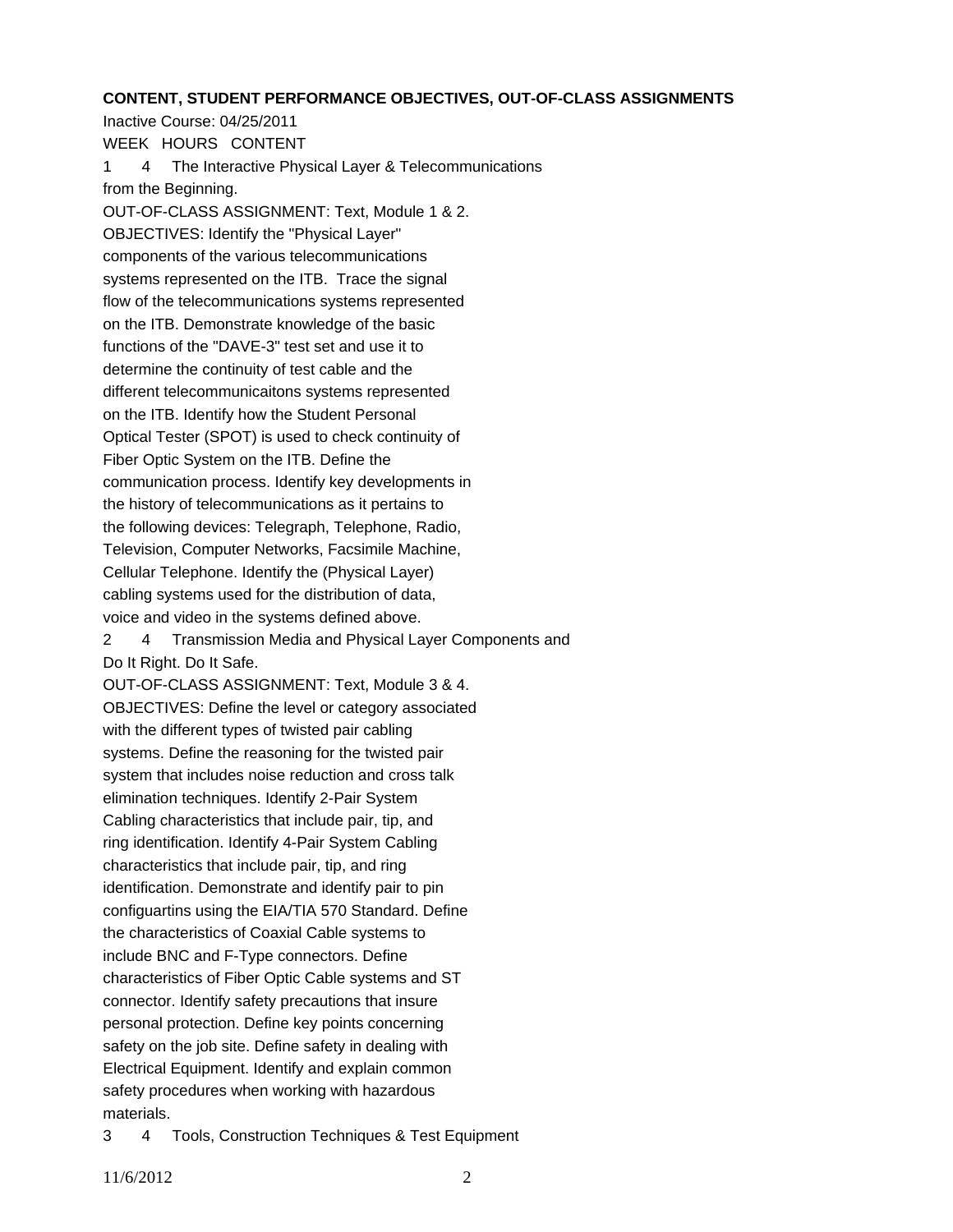**CONTENT, STUDENT PERFORMANCE OBJECTIVES, OUT-OF-CLASS ASSIGNMENTS**

Inactive Course: 04/25/2011

WEEK HOURS CONTENT

1 4 The Interactive Physical Layer & Telecommunications from the Beginning.

OUT-OF-CLASS ASSIGNMENT: Text, Module 1 & 2.

OBJECTIVES: Identify the "Physical Layer" components of the various telecommunications systems represented on the ITB. Trace the signal flow of the telecommunications systems represented on the ITB. Demonstrate knowledge of the basic functions of the "DAVE-3" test set and use it to determine the continuity of test cable and the different telecommunicaitons systems represented on the ITB. Identify how the Student Personal Optical Tester (SPOT) is used to check continuity of Fiber Optic System on the ITB. Define the communication process. Identify key developments in the history of telecommunications as it pertains to the following devices: Telegraph, Telephone, Radio, Television, Computer Networks, Facsimile Machine, Cellular Telephone. Identify the (Physical Layer) cabling systems used for the distribution of data, voice and video in the systems defined above.

2 4 Transmission Media and Physical Layer Components and Do It Right. Do It Safe.

OUT-OF-CLASS ASSIGNMENT: Text, Module 3 & 4.

OBJECTIVES: Define the level or category associated with the different types of twisted pair cabling systems. Define the reasoning for the twisted pair system that includes noise reduction and cross talk elimination techniques. Identify 2-Pair System Cabling characteristics that include pair, tip, and ring identification. Identify 4-Pair System Cabling characteristics that include pair, tip, and ring identification. Demonstrate and identify pair to pin configuartins using the EIA/TIA 570 Standard. Define the characteristics of Coaxial Cable systems to include BNC and F-Type connectors. Define characteristics of Fiber Optic Cable systems and ST connector. Identify safety precautions that insure personal protection. Define key points concerning safety on the job site. Define safety in dealing with Electrical Equipment. Identify and explain common safety procedures when working with hazardous materials.

3 4 Tools, Construction Techniques & Test Equipment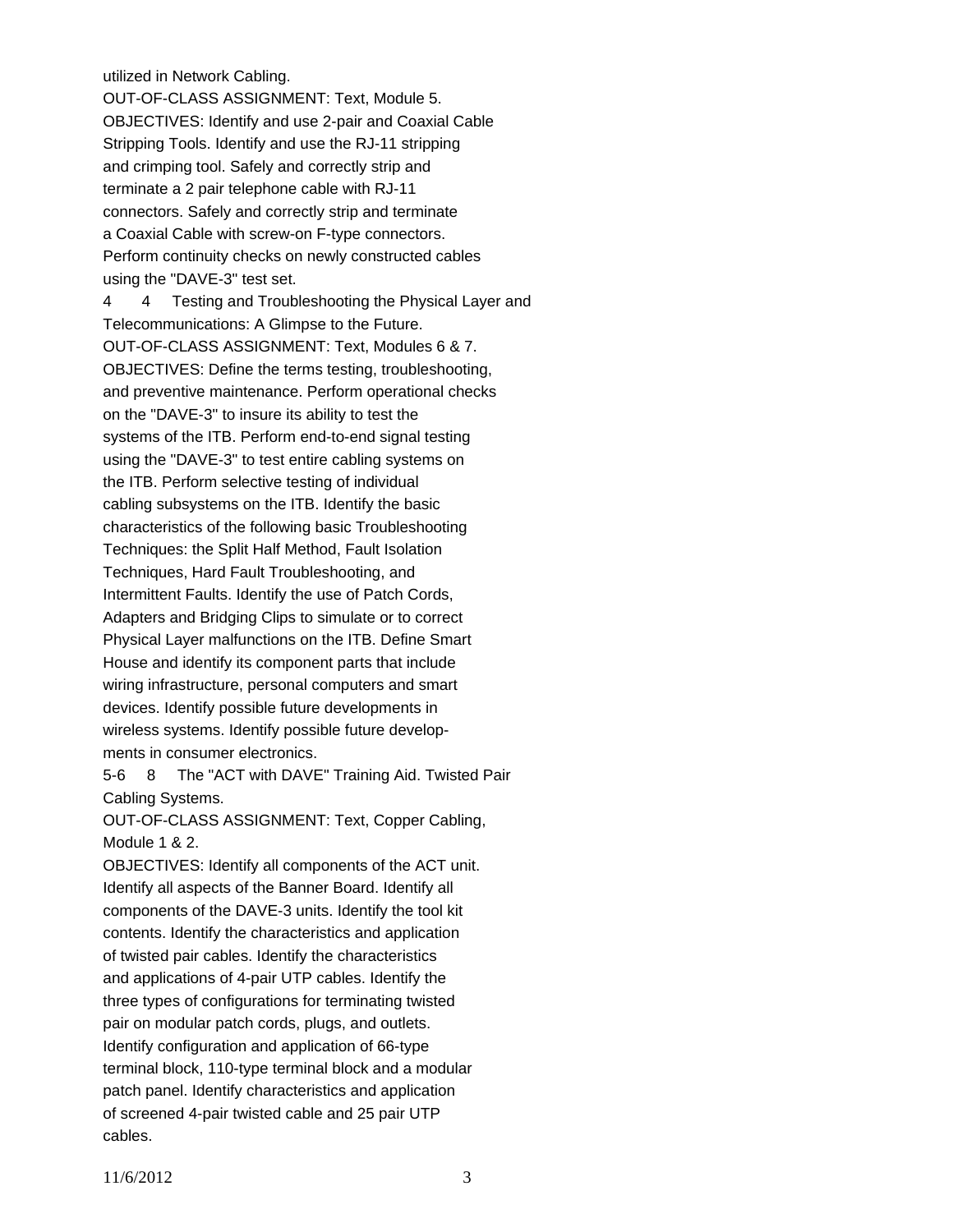utilized in Network Cabling.
OUT-OF-CLASS ASSIGNMENT: Text, Module 5.
OBJECTIVES: Identify and use 2-pair and Coaxial Cable Stripping Tools. Identify and use the RJ-11 stripping and crimping tool. Safely and correctly strip and terminate a 2 pair telephone cable with RJ-11 connectors. Safely and correctly strip and terminate a Coaxial Cable with screw-on F-type connectors. Perform continuity checks on newly constructed cables using the "DAVE-3" test set.

4 4 Testing and Troubleshooting the Physical Layer and Telecommunications: A Glimpse to the Future.
OUT-OF-CLASS ASSIGNMENT: Text, Modules 6 & 7.
OBJECTIVES: Define the terms testing, troubleshooting, and preventive maintenance. Perform operational checks on the "DAVE-3" to insure its ability to test the systems of the ITB. Perform end-to-end signal testing using the "DAVE-3" to test entire cabling systems on the ITB. Perform selective testing of individual cabling subsystems on the ITB. Identify the basic characteristics of the following basic Troubleshooting Techniques: the Split Half Method, Fault Isolation Techniques, Hard Fault Troubleshooting, and Intermittent Faults. Identify the use of Patch Cords, Adapters and Bridging Clips to simulate or to correct Physical Layer malfunctions on the ITB. Define Smart House and identify its component parts that include wiring infrastructure, personal computers and smart devices. Identify possible future developments in wireless systems. Identify possible future developments in consumer electronics.

5-6 8 The "ACT with DAVE" Training Aid. Twisted Pair Cabling Systems.
OUT-OF-CLASS ASSIGNMENT: Text, Copper Cabling, Module 1 & 2.
OBJECTIVES: Identify all components of the ACT unit. Identify all aspects of the Banner Board. Identify all components of the DAVE-3 units. Identify the tool kit contents. Identify the characteristics and application of twisted pair cables. Identify the characteristics and applications of 4-pair UTP cables. Identify the three types of configurations for terminating twisted pair on modular patch cords, plugs, and outlets. Identify configuration and application of 66-type terminal block, 110-type terminal block and a modular patch panel. Identify characteristics and application of screened 4-pair twisted cable and 25 pair UTP cables.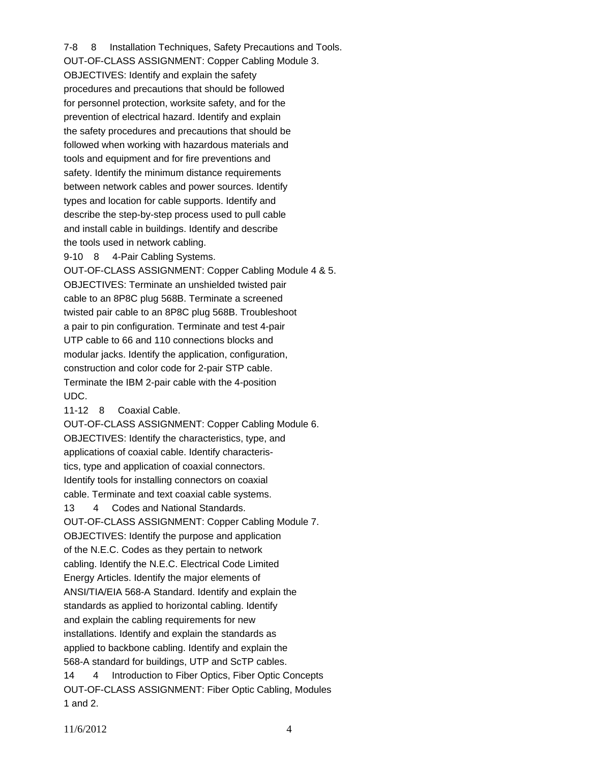7-8 8 Installation Techniques, Safety Precautions and Tools.
OUT-OF-CLASS ASSIGNMENT: Copper Cabling Module 3.
OBJECTIVES: Identify and explain the safety procedures and precautions that should be followed for personnel protection, worksite safety, and for the prevention of electrical hazard. Identify and explain the safety procedures and precautions that should be followed when working with hazardous materials and tools and equipment and for fire preventions and safety. Identify the minimum distance requirements between network cables and power sources. Identify types and location for cable supports. Identify and describe the step-by-step process used to pull cable and install cable in buildings. Identify and describe the tools used in network cabling.

9-10 8 4-Pair Cabling Systems.
OUT-OF-CLASS ASSIGNMENT: Copper Cabling Module 4 & 5.
OBJECTIVES: Terminate an unshielded twisted pair cable to an 8P8C plug 568B. Terminate a screened twisted pair cable to an 8P8C plug 568B. Troubleshoot a pair to pin configuration. Terminate and test 4-pair UTP cable to 66 and 110 connections blocks and modular jacks. Identify the application, configuration, construction and color code for 2-pair STP cable. Terminate the IBM 2-pair cable with the 4-position UDC.

11-12 8 Coaxial Cable.
OUT-OF-CLASS ASSIGNMENT: Copper Cabling Module 6.
OBJECTIVES: Identify the characteristics, type, and applications of coaxial cable. Identify characteristics, type and application of coaxial connectors. Identify tools for installing connectors on coaxial cable. Terminate and text coaxial cable systems.

13 4 Codes and National Standards.
OUT-OF-CLASS ASSIGNMENT: Copper Cabling Module 7.
OBJECTIVES: Identify the purpose and application of the N.E.C. Codes as they pertain to network cabling. Identify the N.E.C. Electrical Code Limited Energy Articles. Identify the major elements of ANSI/TIA/EIA 568-A Standard. Identify and explain the standards as applied to horizontal cabling. Identify and explain the cabling requirements for new installations. Identify and explain the standards as applied to backbone cabling. Identify and explain the 568-A standard for buildings, UTP and ScTP cables.

14 4 Introduction to Fiber Optics, Fiber Optic Concepts
OUT-OF-CLASS ASSIGNMENT: Fiber Optic Cabling, Modules 1 and 2.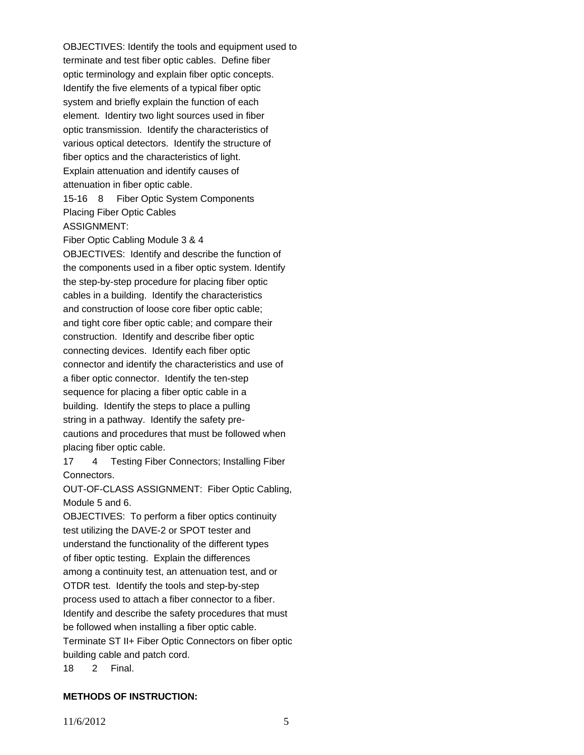OBJECTIVES: Identify the tools and equipment used to terminate and test fiber optic cables. Define fiber optic terminology and explain fiber optic concepts. Identify the five elements of a typical fiber optic system and briefly explain the function of each element. Identiry two light sources used in fiber optic transmission. Identify the characteristics of various optical detectors. Identify the structure of fiber optics and the characteristics of light. Explain attenuation and identify causes of attenuation in fiber optic cable.

15-16 8 Fiber Optic System Components
Placing Fiber Optic Cables
ASSIGNMENT:
Fiber Optic Cabling Module 3 & 4
OBJECTIVES: Identify and describe the function of the components used in a fiber optic system. Identify the step-by-step procedure for placing fiber optic cables in a building. Identify the characteristics and construction of loose core fiber optic cable; and tight core fiber optic cable; and compare their construction. Identify and describe fiber optic connecting devices. Identify each fiber optic connector and identify the characteristics and use of a fiber optic connector. Identify the ten-step sequence for placing a fiber optic cable in a building. Identify the steps to place a pulling string in a pathway. Identify the safety pre-cautions and procedures that must be followed when placing fiber optic cable.

17 4 Testing Fiber Connectors; Installing Fiber Connectors.
OUT-OF-CLASS ASSIGNMENT: Fiber Optic Cabling, Module 5 and 6.
OBJECTIVES: To perform a fiber optics continuity test utilizing the DAVE-2 or SPOT tester and understand the functionality of the different types of fiber optic testing. Explain the differences among a continuity test, an attenuation test, and or OTDR test. Identify the tools and step-by-step process used to attach a fiber connector to a fiber. Identify and describe the safety procedures that must be followed when installing a fiber optic cable. Terminate ST II+ Fiber Optic Connectors on fiber optic building cable and patch cord.

18 2 Final.

**METHODS OF INSTRUCTION:**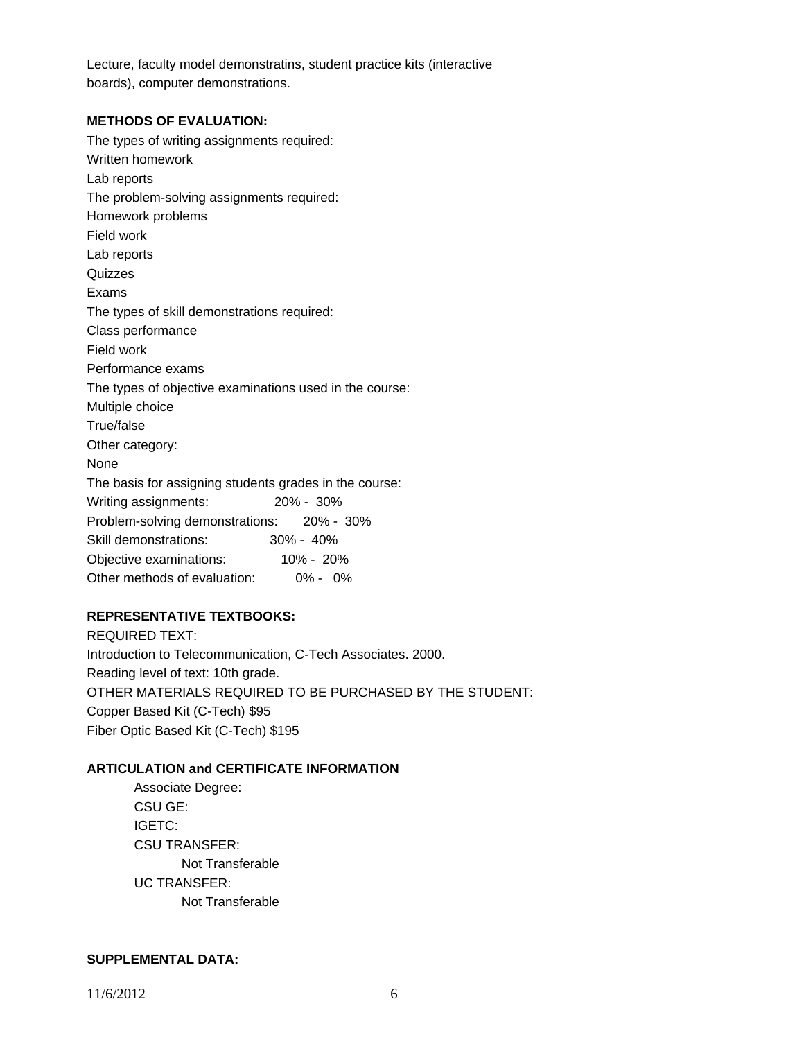Lecture, faculty model demonstratins, student practice kits (interactive boards), computer demonstrations.

**METHODS OF EVALUATION:**

The types of writing assignments required:
Written homework
Lab reports
The problem-solving assignments required:
Homework problems
Field work
Lab reports
Quizzes
Exams
The types of skill demonstrations required:
Class performance
Field work
Performance exams
The types of objective examinations used in the course:
Multiple choice
True/false
Other category:
None
The basis for assigning students grades in the course:
Writing assignments: 20% - 30%
Problem-solving demonstrations: 20% - 30%
Skill demonstrations: 30% - 40%
Objective examinations: 10% - 20%
Other methods of evaluation: 0% - 0%

**REPRESENTATIVE TEXTBOOKS:**

REQUIRED TEXT:
Introduction to Telecommunication, C-Tech Associates. 2000.
Reading level of text: 10th grade.
OTHER MATERIALS REQUIRED TO BE PURCHASED BY THE STUDENT:
Copper Based Kit (C-Tech) $95
Fiber Optic Based Kit (C-Tech) $195

**ARTICULATION and CERTIFICATE INFORMATION**

Associate Degree:
CSU GE:
IGETC:
CSU TRANSFER:
Not Transferable
UC TRANSFER:
Not Transferable

**SUPPLEMENTAL DATA:**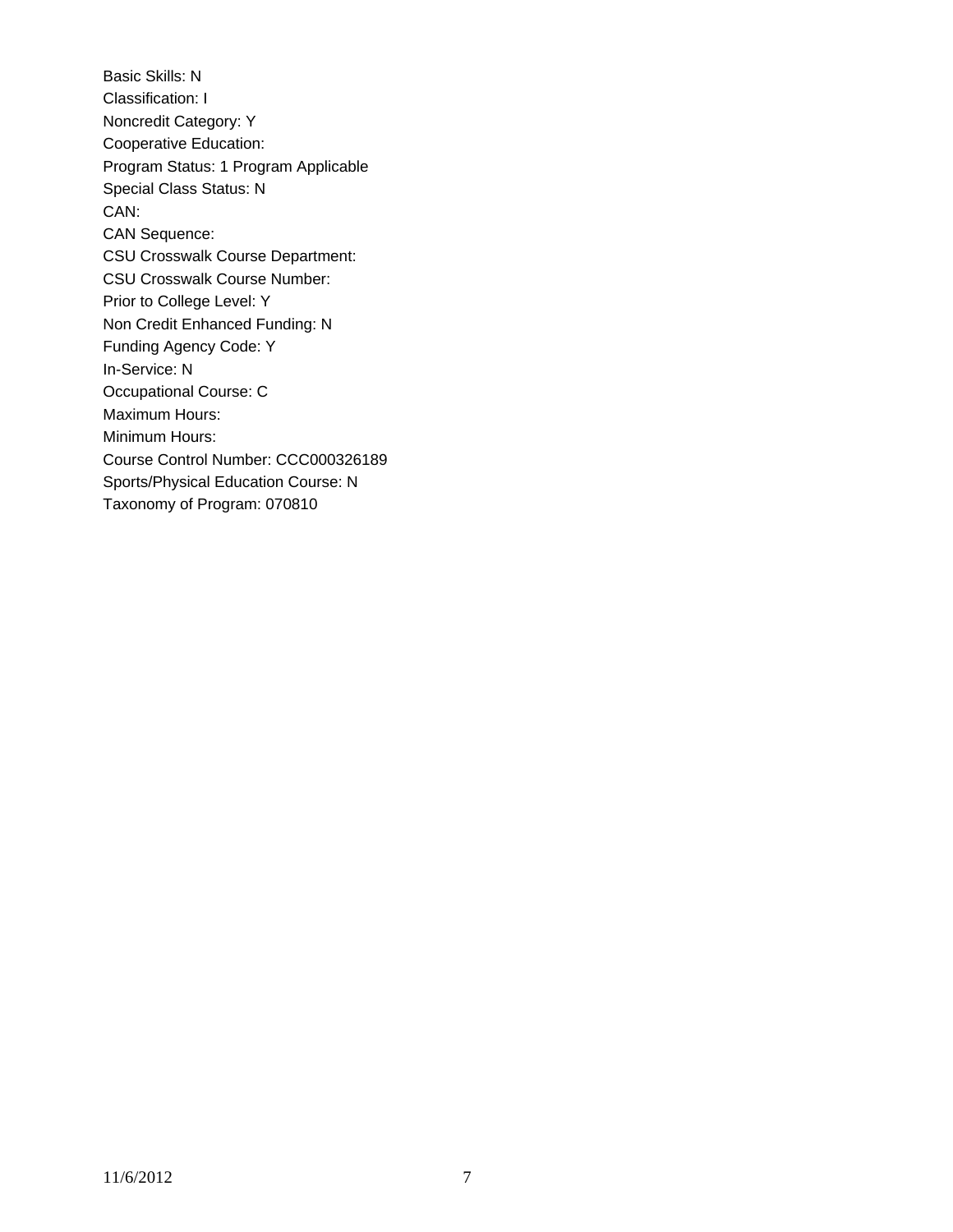Basic Skills: N
Classification: I
Noncredit Category: Y
Cooperative Education:
Program Status: 1 Program Applicable
Special Class Status: N
CAN:
CAN Sequence:
CSU Crosswalk Course Department:
CSU Crosswalk Course Number:
Prior to College Level: Y
Non Credit Enhanced Funding: N
Funding Agency Code: Y
In-Service: N
Occupational Course: C
Maximum Hours:
Minimum Hours:
Course Control Number: CCC000326189
Sports/Physical Education Course: N
Taxonomy of Program: 070810